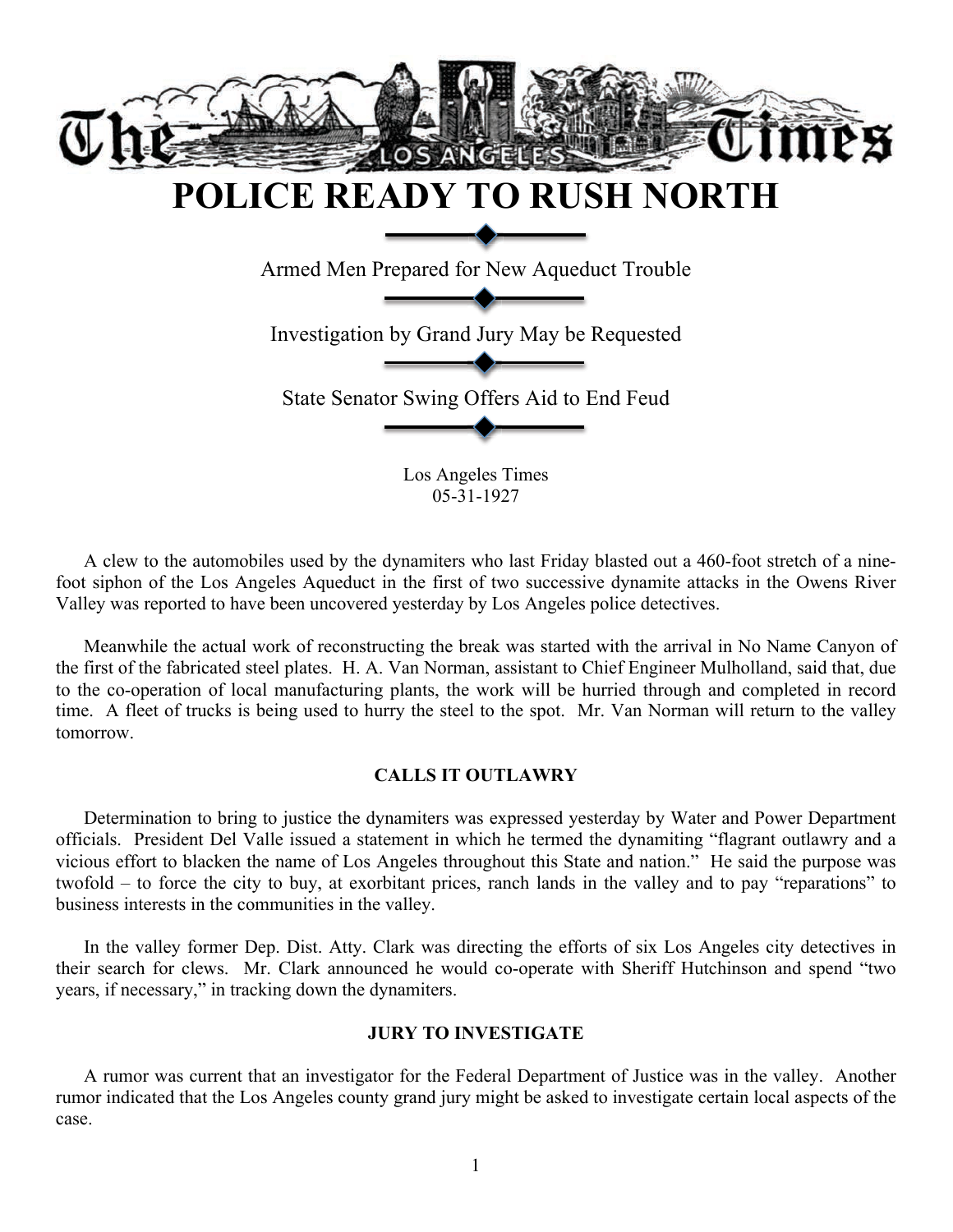# POLICE READY TO RUSH NORTH

Armed Men Prepared for New Aqueduct Trouble

Investigation by Grand Jury May be Requested

State Senator Swing Offers Aid to End Feud

Los Angeles Times
05-31-1927

A clew to the automobiles used by the dynamiters who last Friday blasted out a 460-foot stretch of a nine-foot siphon of the Los Angeles Aqueduct in the first of two successive dynamite attacks in the Owens River Valley was reported to have been uncovered yesterday by Los Angeles police detectives.

Meanwhile the actual work of reconstructing the break was started with the arrival in No Name Canyon of the first of the fabricated steel plates. H. A. Van Norman, assistant to Chief Engineer Mulholland, said that, due to the co-operation of local manufacturing plants, the work will be hurried through and completed in record time. A fleet of trucks is being used to hurry the steel to the spot. Mr. Van Norman will return to the valley tomorrow.

### CALLS IT OUTLAWRY

Determination to bring to justice the dynamiters was expressed yesterday by Water and Power Department officials. President Del Valle issued a statement in which he termed the dynamiting "flagrant outlawry and a vicious effort to blacken the name of Los Angeles throughout this State and nation." He said the purpose was twofold – to force the city to buy, at exorbitant prices, ranch lands in the valley and to pay "reparations" to business interests in the communities in the valley.

In the valley former Dep. Dist. Atty. Clark was directing the efforts of six Los Angeles city detectives in their search for clews. Mr. Clark announced he would co-operate with Sheriff Hutchinson and spend "two years, if necessary," in tracking down the dynamiters.

### JURY TO INVESTIGATE

A rumor was current that an investigator for the Federal Department of Justice was in the valley. Another rumor indicated that the Los Angeles county grand jury might be asked to investigate certain local aspects of the case.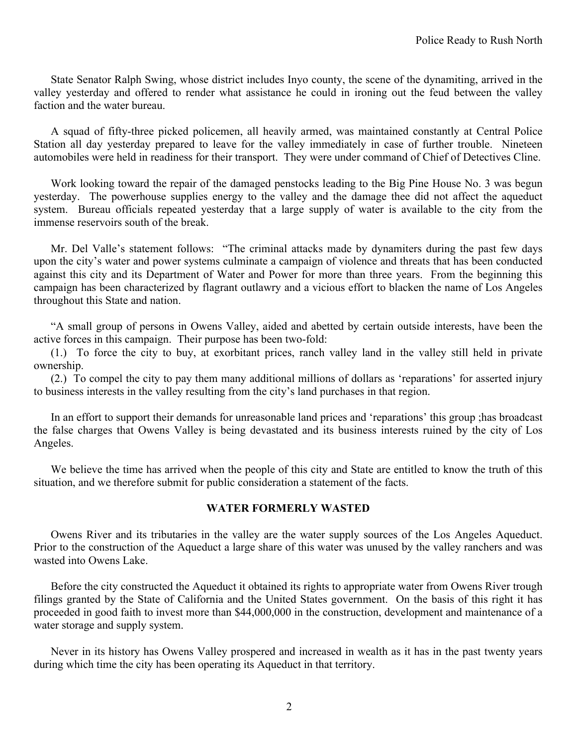State Senator Ralph Swing, whose district includes Inyo county, the scene of the dynamiting, arrived in the valley yesterday and offered to render what assistance he could in ironing out the feud between the valley faction and the water bureau.

A squad of fifty-three picked policemen, all heavily armed, was maintained constantly at Central Police Station all day yesterday prepared to leave for the valley immediately in case of further trouble. Nineteen automobiles were held in readiness for their transport. They were under command of Chief of Detectives Cline.

Work looking toward the repair of the damaged penstocks leading to the Big Pine House No. 3 was begun yesterday. The powerhouse supplies energy to the valley and the damage thee did not affect the aqueduct system. Bureau officials repeated yesterday that a large supply of water is available to the city from the immense reservoirs south of the break.

Mr. Del Valle's statement follows: "The criminal attacks made by dynamiters during the past few days upon the city's water and power systems culminate a campaign of violence and threats that has been conducted against this city and its Department of Water and Power for more than three years. From the beginning this campaign has been characterized by flagrant outlawry and a vicious effort to blacken the name of Los Angeles throughout this State and nation.

"A small group of persons in Owens Valley, aided and abetted by certain outside interests, have been the active forces in this campaign. Their purpose has been two-fold:

(1.) To force the city to buy, at exorbitant prices, ranch valley land in the valley still held in private ownership.

(2.) To compel the city to pay them many additional millions of dollars as 'reparations' for asserted injury to business interests in the valley resulting from the city's land purchases in that region.

In an effort to support their demands for unreasonable land prices and 'reparations' this group ;has broadcast the false charges that Owens Valley is being devastated and its business interests ruined by the city of Los Angeles.

We believe the time has arrived when the people of this city and State are entitled to know the truth of this situation, and we therefore submit for public consideration a statement of the facts.

**WATER FORMERLY WASTED**

Owens River and its tributaries in the valley are the water supply sources of the Los Angeles Aqueduct. Prior to the construction of the Aqueduct a large share of this water was unused by the valley ranchers and was wasted into Owens Lake.

Before the city constructed the Aqueduct it obtained its rights to appropriate water from Owens River trough filings granted by the State of California and the United States government. On the basis of this right it has proceeded in good faith to invest more than $44,000,000 in the construction, development and maintenance of a water storage and supply system.

Never in its history has Owens Valley prospered and increased in wealth as it has in the past twenty years during which time the city has been operating its Aqueduct in that territory.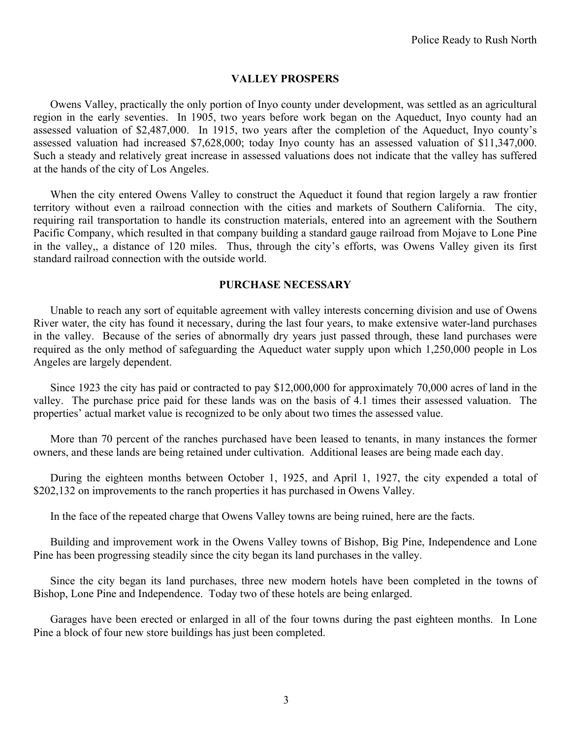## VALLEY PROSPERS

Owens Valley, practically the only portion of Inyo county under development, was settled as an agricultural region in the early seventies. In 1905, two years before work began on the Aqueduct, Inyo county had an assessed valuation of $2,487,000. In 1915, two years after the completion of the Aqueduct, Inyo county's assessed valuation had increased $7,628,000; today Inyo county has an assessed valuation of $11,347,000. Such a steady and relatively great increase in assessed valuations does not indicate that the valley has suffered at the hands of the city of Los Angeles.

When the city entered Owens Valley to construct the Aqueduct it found that region largely a raw frontier territory without even a railroad connection with the cities and markets of Southern California. The city, requiring rail transportation to handle its construction materials, entered into an agreement with the Southern Pacific Company, which resulted in that company building a standard gauge railroad from Mojave to Lone Pine in the valley,, a distance of 120 miles. Thus, through the city's efforts, was Owens Valley given its first standard railroad connection with the outside world.

## PURCHASE NECESSARY

Unable to reach any sort of equitable agreement with valley interests concerning division and use of Owens River water, the city has found it necessary, during the last four years, to make extensive water-land purchases in the valley. Because of the series of abnormally dry years just passed through, these land purchases were required as the only method of safeguarding the Aqueduct water supply upon which 1,250,000 people in Los Angeles are largely dependent.

Since 1923 the city has paid or contracted to pay $12,000,000 for approximately 70,000 acres of land in the valley. The purchase price paid for these lands was on the basis of 4.1 times their assessed valuation. The properties' actual market value is recognized to be only about two times the assessed value.

More than 70 percent of the ranches purchased have been leased to tenants, in many instances the former owners, and these lands are being retained under cultivation. Additional leases are being made each day.

During the eighteen months between October 1, 1925, and April 1, 1927, the city expended a total of $202,132 on improvements to the ranch properties it has purchased in Owens Valley.

In the face of the repeated charge that Owens Valley towns are being ruined, here are the facts.

Building and improvement work in the Owens Valley towns of Bishop, Big Pine, Independence and Lone Pine has been progressing steadily since the city began its land purchases in the valley.

Since the city began its land purchases, three new modern hotels have been completed in the towns of Bishop, Lone Pine and Independence. Today two of these hotels are being enlarged.

Garages have been erected or enlarged in all of the four towns during the past eighteen months. In Lone Pine a block of four new store buildings has just been completed.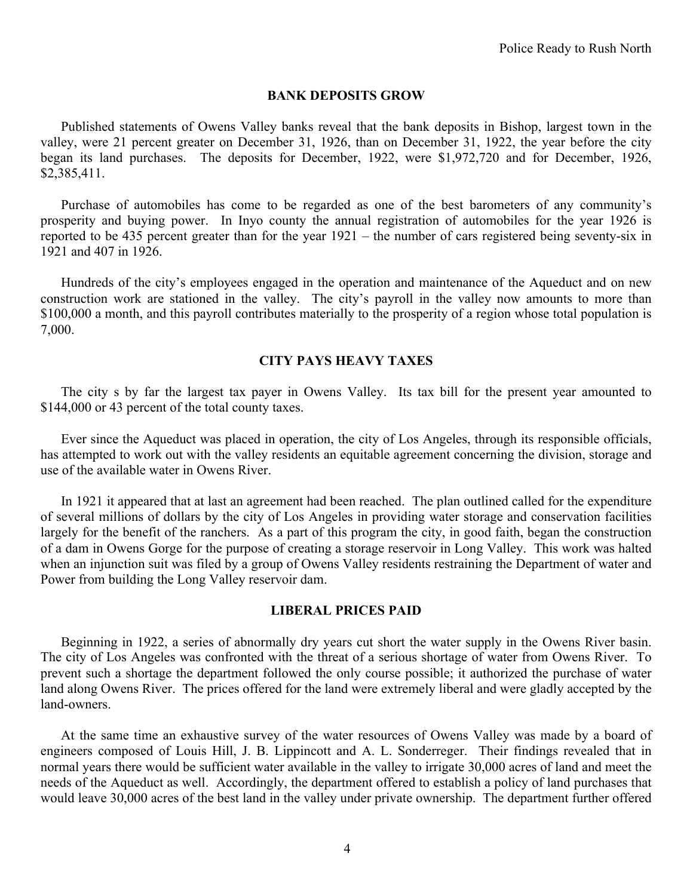## BANK DEPOSITS GROW

Published statements of Owens Valley banks reveal that the bank deposits in Bishop, largest town in the valley, were 21 percent greater on December 31, 1926, than on December 31, 1922, the year before the city began its land purchases. The deposits for December, 1922, were $1,972,720 and for December, 1926, $2,385,411.

Purchase of automobiles has come to be regarded as one of the best barometers of any community's prosperity and buying power. In Inyo county the annual registration of automobiles for the year 1926 is reported to be 435 percent greater than for the year 1921 – the number of cars registered being seventy-six in 1921 and 407 in 1926.

Hundreds of the city's employees engaged in the operation and maintenance of the Aqueduct and on new construction work are stationed in the valley. The city's payroll in the valley now amounts to more than $100,000 a month, and this payroll contributes materially to the prosperity of a region whose total population is 7,000.

## CITY PAYS HEAVY TAXES

The city s by far the largest tax payer in Owens Valley. Its tax bill for the present year amounted to $144,000 or 43 percent of the total county taxes.

Ever since the Aqueduct was placed in operation, the city of Los Angeles, through its responsible officials, has attempted to work out with the valley residents an equitable agreement concerning the division, storage and use of the available water in Owens River.

In 1921 it appeared that at last an agreement had been reached. The plan outlined called for the expenditure of several millions of dollars by the city of Los Angeles in providing water storage and conservation facilities largely for the benefit of the ranchers. As a part of this program the city, in good faith, began the construction of a dam in Owens Gorge for the purpose of creating a storage reservoir in Long Valley. This work was halted when an injunction suit was filed by a group of Owens Valley residents restraining the Department of water and Power from building the Long Valley reservoir dam.

## LIBERAL PRICES PAID

Beginning in 1922, a series of abnormally dry years cut short the water supply in the Owens River basin. The city of Los Angeles was confronted with the threat of a serious shortage of water from Owens River. To prevent such a shortage the department followed the only course possible; it authorized the purchase of water land along Owens River. The prices offered for the land were extremely liberal and were gladly accepted by the land-owners.

At the same time an exhaustive survey of the water resources of Owens Valley was made by a board of engineers composed of Louis Hill, J. B. Lippincott and A. L. Sonderreger. Their findings revealed that in normal years there would be sufficient water available in the valley to irrigate 30,000 acres of land and meet the needs of the Aqueduct as well. Accordingly, the department offered to establish a policy of land purchases that would leave 30,000 acres of the best land in the valley under private ownership. The department further offered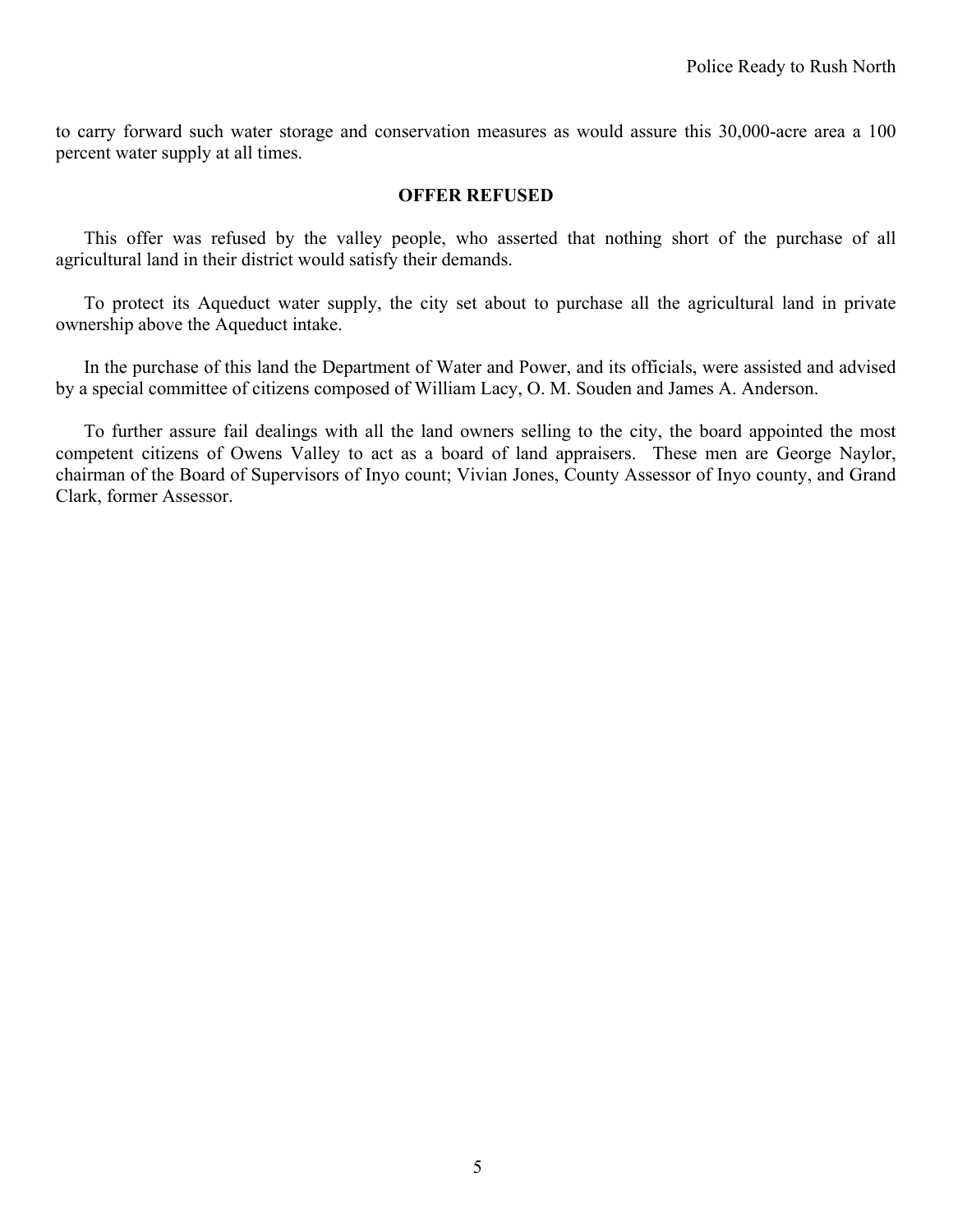to carry forward such water storage and conservation measures as would assure this 30,000-acre area a 100 percent water supply at all times.

## OFFER REFUSED

This offer was refused by the valley people, who asserted that nothing short of the purchase of all agricultural land in their district would satisfy their demands.

To protect its Aqueduct water supply, the city set about to purchase all the agricultural land in private ownership above the Aqueduct intake.

In the purchase of this land the Department of Water and Power, and its officials, were assisted and advised by a special committee of citizens composed of William Lacy, O. M. Souden and James A. Anderson.

To further assure fail dealings with all the land owners selling to the city, the board appointed the most competent citizens of Owens Valley to act as a board of land appraisers. These men are George Naylor, chairman of the Board of Supervisors of Inyo count; Vivian Jones, County Assessor of Inyo county, and Grand Clark, former Assessor.